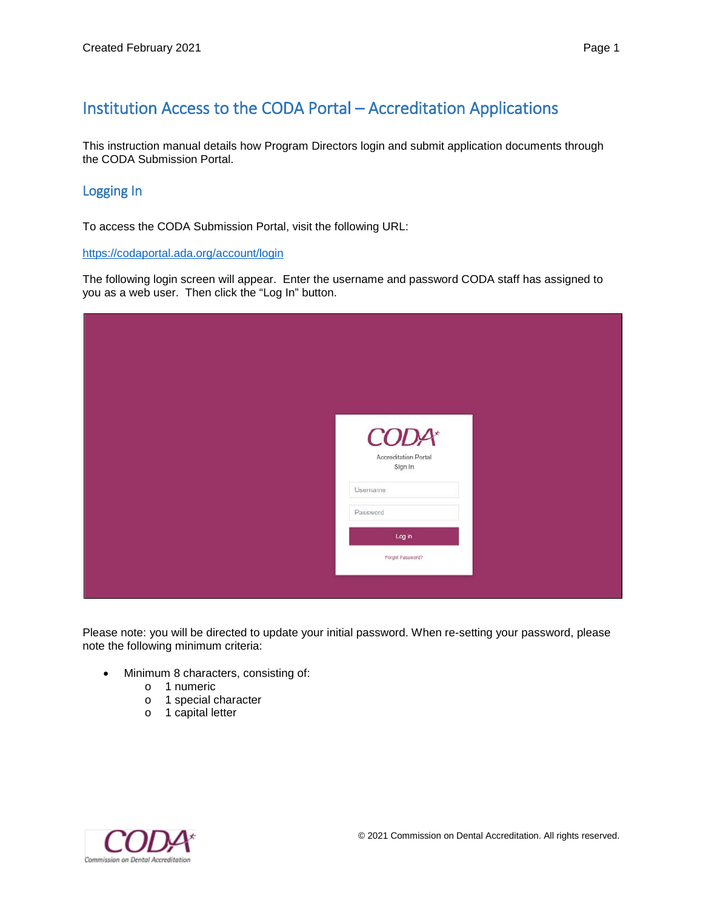# Institution Access to the CODA Portal – Accreditation Applications

This instruction manual details how Program Directors login and submit application documents through the CODA Submission Portal.

## Logging In

To access the CODA Submission Portal, visit the following URL:

https://codaportal.ada.org/account/login

The following login screen will appear. Enter the username and password CODA staff has assigned to you as a web user. Then click the "Log In" button.

Please note: you will be directed to update your initial password. When re-setting your password, please note the following minimum criteria:

- Minimum 8 characters, consisting of:
  - 1 numeric
  - 1 special character
  - 1 capital letter

© 2021 Commission on Dental Accreditation. All rights reserved.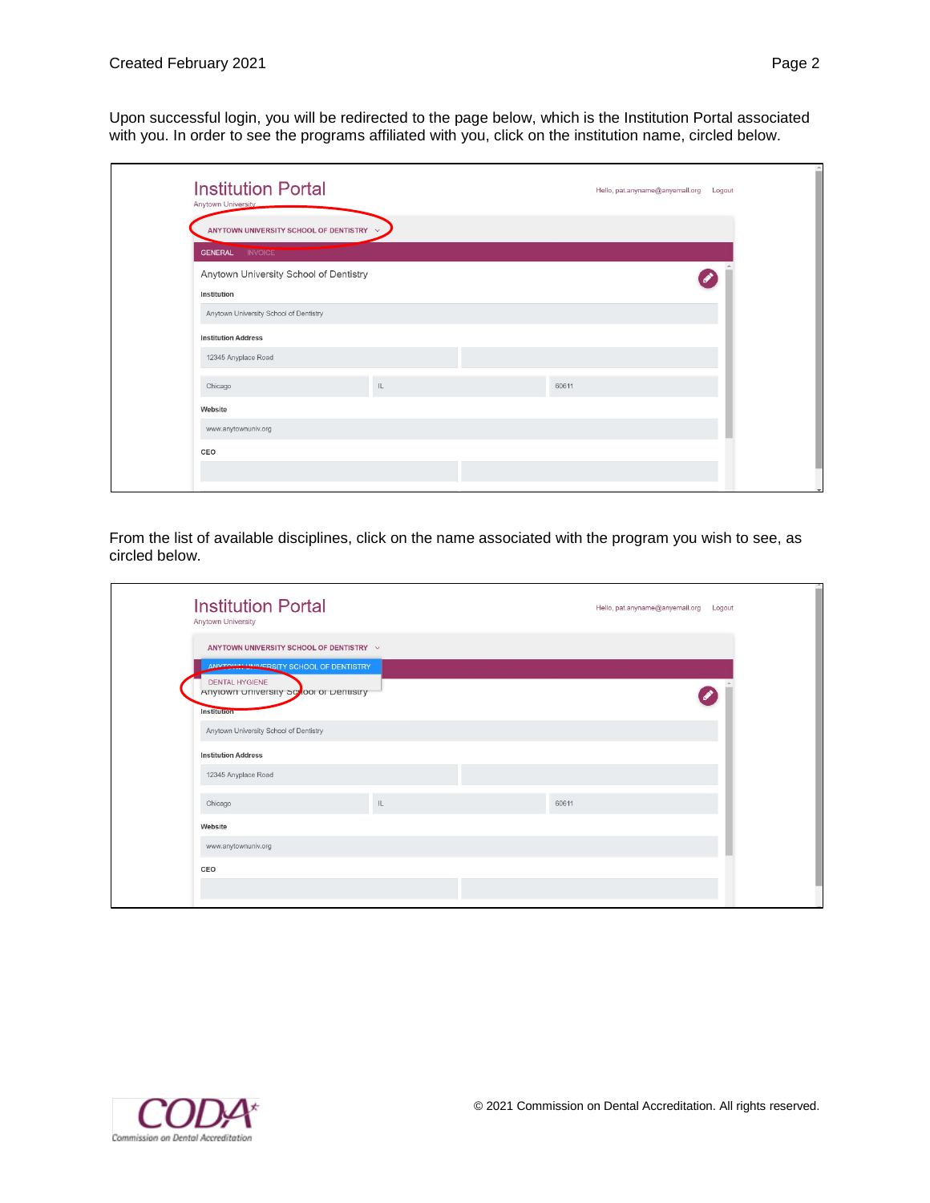Upon successful login, you will be redirected to the page below, which is the Institution Portal associated with you. In order to see the programs affiliated with you, click on the institution name, circled below.

Institution Portal
Anytown University

ANYTOWN UNIVERSITY SCHOOL OF DENTISTRY

GENERAL INVOICE

Anytown University School of Dentistry

Institution

Anytown University School of Dentistry

Institution Address

12345 Anyplace Road

Chicago IL 60611

Website

www.anytownuniv.org

CEO

From the list of available disciplines, click on the name associated with the program you wish to see, as circled below.

Institution Portal
Anytown University

ANYTOWN UNIVERSITY SCHOOL OF DENTISTRY

ANYTOWN UNIVERSITY SCHOOL OF DENTISTRY
DENTAL HYGIENE

Institution

Anytown University School of Dentistry

Institution Address

12345 Anyplace Road

Chicago IL 60611

Website

www.anytownuniv.org

CEO

© 2021 Commission on Dental Accreditation. All rights reserved.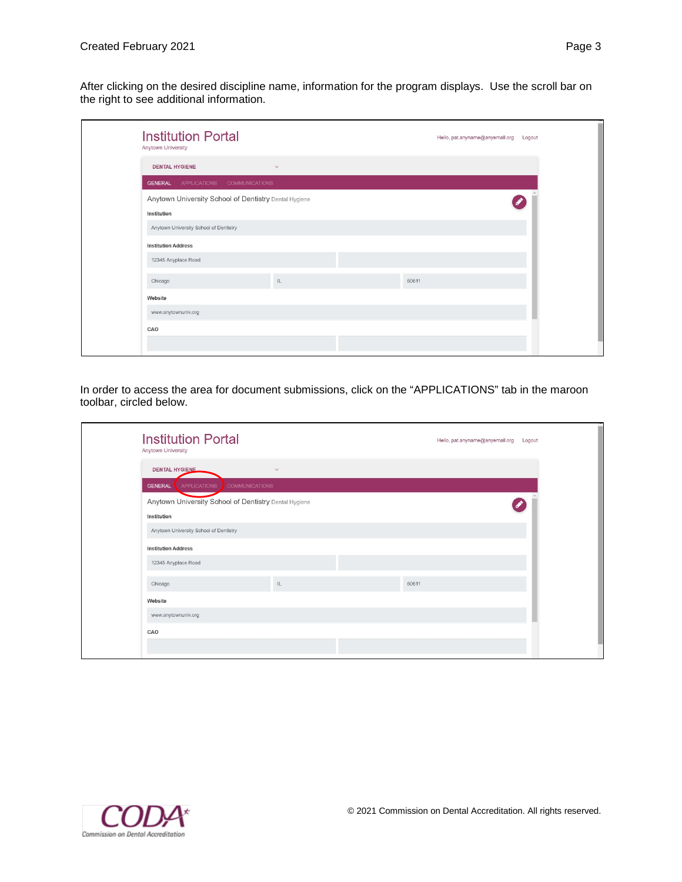After clicking on the desired discipline name, information for the program displays. Use the scroll bar on the right to see additional information.

Institution Portal
Anytown University

Hello, pat.anyname@anyemail.org Logout

DENTAL HYGIENE

GENERAL APPLICATIONS COMMUNICATIONS

Anytown University School of Dentistry Dental Hygiene

Institution

Anytown University School of Dentistry

Institution Address

12345 Anyplace Road

Chicago IL 60611

Website

www.anytownuniv.org

CAO

In order to access the area for document submissions, click on the "APPLICATIONS" tab in the maroon toolbar, circled below.

Institution Portal
Anytown University

Hello, pat.anyname@anyemail.org Logout

DENTAL HYGIENE

GENERAL APPLICATIONS COMMUNICATIONS

Anytown University School of Dentistry Dental Hygiene

Institution

Anytown University School of Dentistry

Institution Address

12345 Anyplace Road

Chicago IL 60611

Website

www.anytownuniv.org

CAO

© 2021 Commission on Dental Accreditation. All rights reserved.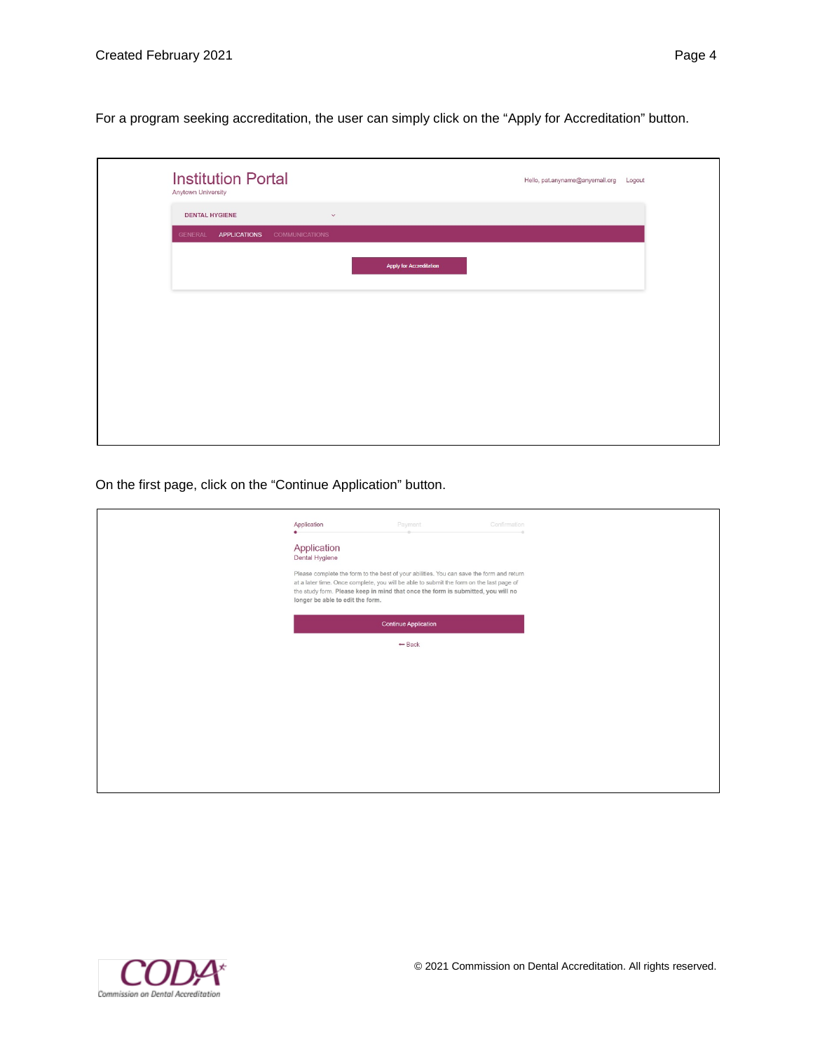For a program seeking accreditation, the user can simply click on the “Apply for Accreditation” button.

Institution Portal
Anytown University

Hello, pat.anyname@anyemail.org Logout

DENTAL HYGIENE

GENERAL APPLICATIONS COMMUNICATIONS

Apply for Accreditation

On the first page, click on the “Continue Application” button.

Application Payment Confirmation

Application
Dental Hygiene

Please complete the form to the best of your abilities. You can save the form and return at a later time. Once complete, you will be able to submit the form on the last page of the study form. **Please keep in mind that once the form is submitted, you will no longer be able to edit the form.**

Continue Application

← Back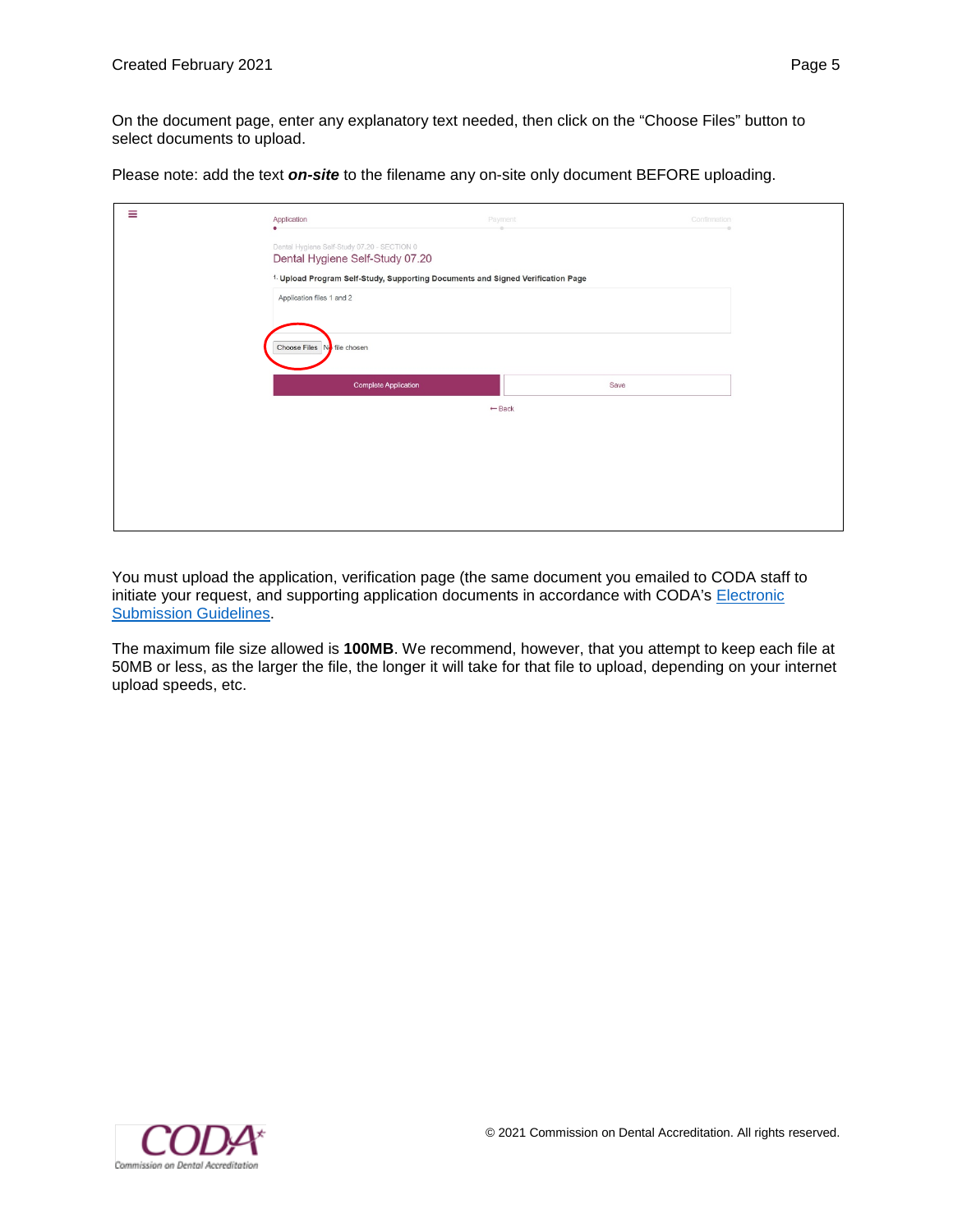On the document page, enter any explanatory text needed, then click on the "Choose Files" button to select documents to upload.

Please note: add the text ***on-site*** to the filename any on-site only document BEFORE uploading.

You must upload the application, verification page (the same document you emailed to CODA staff to initiate your request, and supporting application documents in accordance with CODA's [Electronic Submission Guidelines](Electronic Submission Guidelines).

The maximum file size allowed is **100MB**. We recommend, however, that you attempt to keep each file at 50MB or less, as the larger the file, the longer it will take for that file to upload, depending on your internet upload speeds, etc.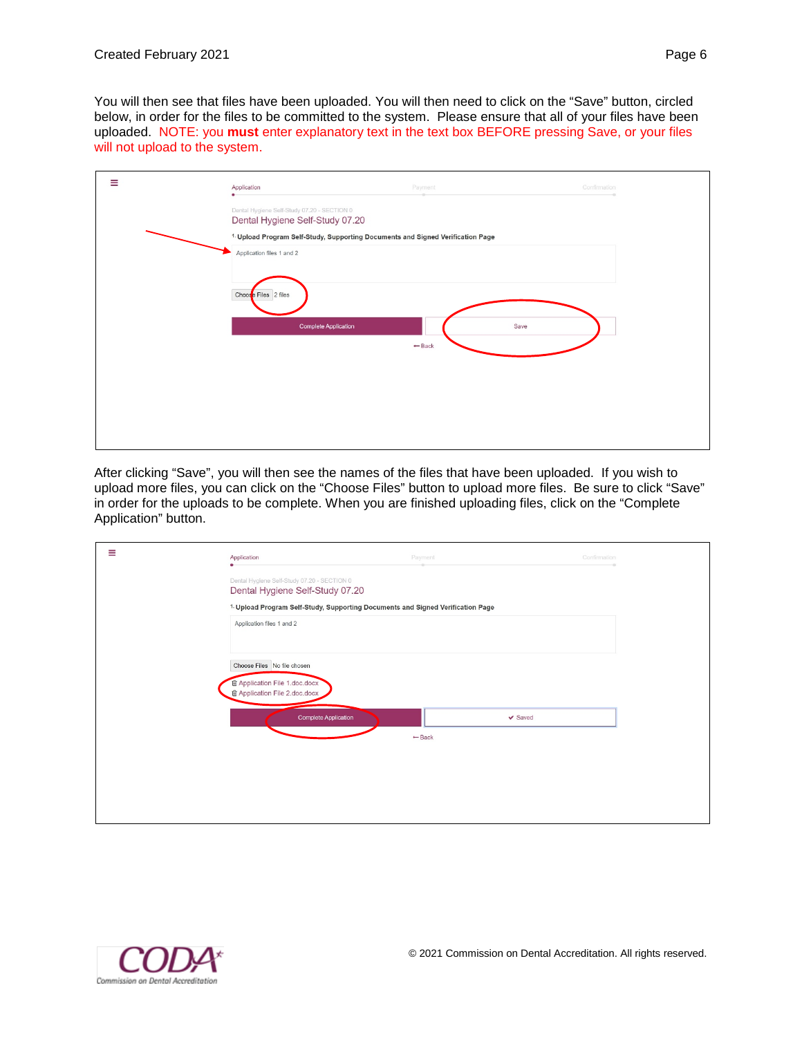You will then see that files have been uploaded. You will then need to click on the "Save" button, circled below, in order for the files to be committed to the system. Please ensure that all of your files have been uploaded. NOTE: you **must** enter explanatory text in the text box BEFORE pressing Save, or your files will not upload to the system.

After clicking "Save", you will then see the names of the files that have been uploaded. If you wish to upload more files, you can click on the "Choose Files" button to upload more files. Be sure to click "Save" in order for the uploads to be complete. When you are finished uploading files, click on the "Complete Application" button.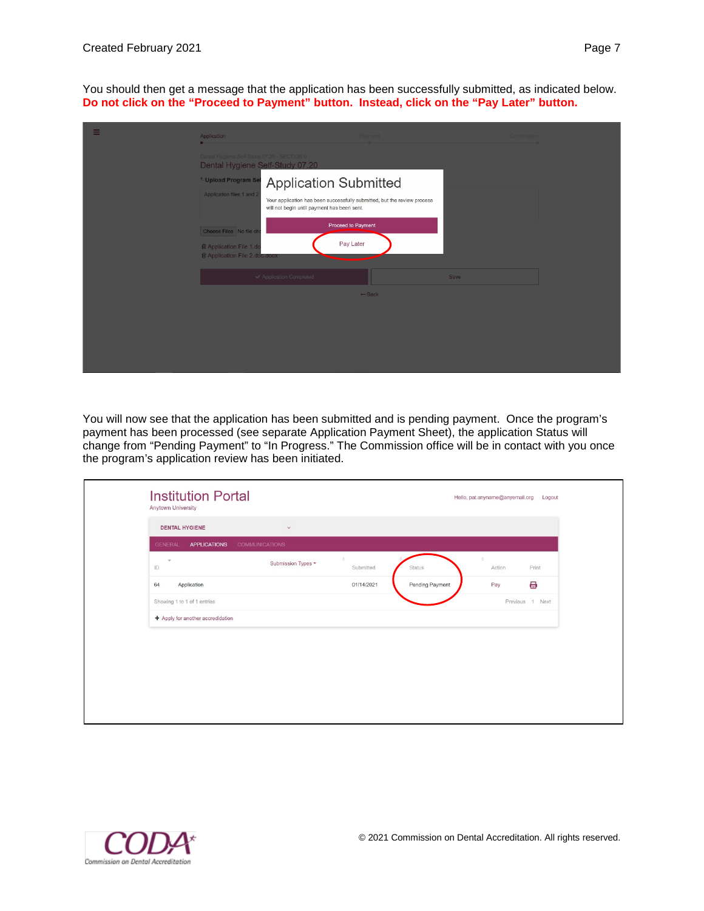You should then get a message that the application has been successfully submitted, as indicated below. **Do not click on the "Proceed to Payment" button. Instead, click on the "Pay Later" button.**

You will now see that the application has been submitted and is pending payment. Once the program's payment has been processed (see separate Application Payment Sheet), the application Status will change from "Pending Payment" to "In Progress." The Commission office will be in contact with you once the program's application review has been initiated.

© 2021 Commission on Dental Accreditation. All rights reserved.